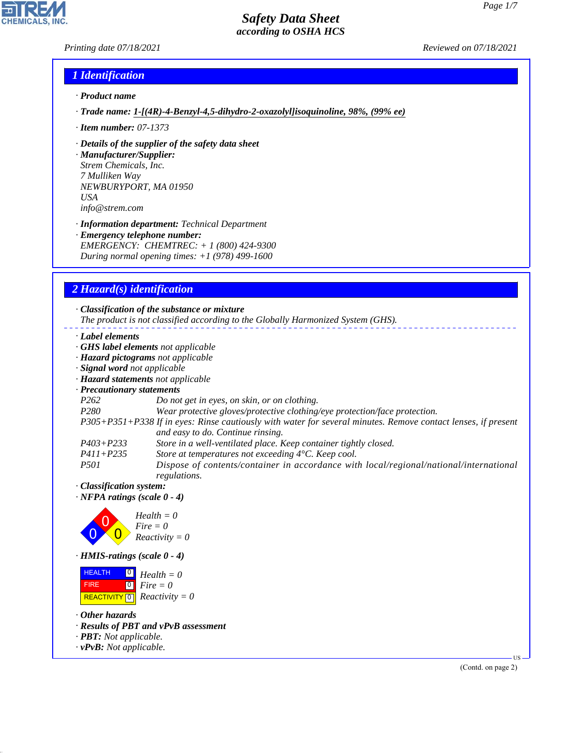# Safety Data Sheet
### according to OSHA HCS

Printing date 07/18/2021 Reviewed on 07/18/2021

## 1 Identification

· **Product name**

· **Trade name: 1-[(4R)-4-Benzyl-4,5-dihydro-2-oxazolyl]isoquinoline, 98%, (99% ee)**

· **Item number:** 07-1373

· **Details of the supplier of the safety data sheet**
· **Manufacturer/Supplier:**
Strem Chemicals, Inc.
7 Mulliken Way
NEWBURYPORT, MA 01950
USA
info@strem.com

· **Information department:** Technical Department
· **Emergency telephone number:**
EMERGENCY: CHEMTREC: + 1 (800) 424-9300
During normal opening times: +1 (978) 499-1600

## 2 Hazard(s) identification

· **Classification of the substance or mixture**
The product is not classified according to the Globally Harmonized System (GHS).

· **Label elements**
· **GHS label elements** not applicable
· **Hazard pictograms** not applicable
· **Signal word** not applicable
· **Hazard statements** not applicable
· **Precautionary statements**

| | |
|---|---|
| P262 | Do not get in eyes, on skin, or on clothing. |
| P280 | Wear protective gloves/protective clothing/eye protection/face protection. |
| P305+P351+P338 | If in eyes: Rinse cautiously with water for several minutes. Remove contact lenses, if present and easy to do. Continue rinsing. |
| P403+P233 | Store in a well-ventilated place. Keep container tightly closed. |
| P411+P235 | Store at temperatures not exceeding 4°C. Keep cool. |
| P501 | Dispose of contents/container in accordance with local/regional/national/international regulations. |

· **Classification system:**
· **NFPA ratings (scale 0 - 4)**

Health = 0
Fire = 0
Reactivity = 0

· **HMIS-ratings (scale 0 - 4)**

| | | |
|---|---|---|
| HEALTH | 0 | Health = 0 |
| FIRE | 0 | Fire = 0 |
| REACTIVITY | 0 | Reactivity = 0 |

· **Other hazards**
· **Results of PBT and vPvB assessment**
· **PBT:** Not applicable.
· **vPvB:** Not applicable.

(Contd. on page 2)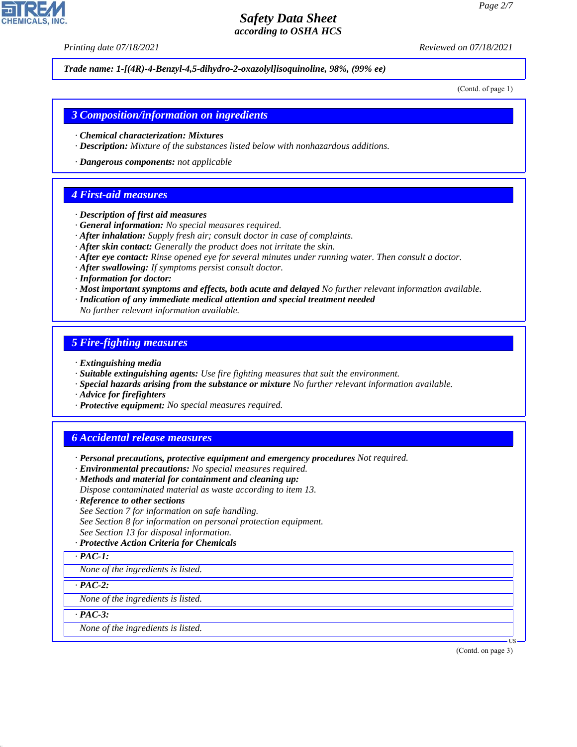**Trade name: 1-[(4R)-4-Benzyl-4,5-dihydro-2-oxazolyl]isoquinoline, 98%, (99% ee)**

(Contd. of page 1)

## 3 Composition/information on ingredients

· **Chemical characterization: Mixtures**
· **Description:** Mixture of the substances listed below with nonhazardous additions.

· **Dangerous components:** not applicable

## 4 First-aid measures

· **Description of first aid measures**
· **General information:** No special measures required.
· **After inhalation:** Supply fresh air; consult doctor in case of complaints.
· **After skin contact:** Generally the product does not irritate the skin.
· **After eye contact:** Rinse opened eye for several minutes under running water. Then consult a doctor.
· **After swallowing:** If symptoms persist consult doctor.
· **Information for doctor:**
· **Most important symptoms and effects, both acute and delayed** No further relevant information available.
· **Indication of any immediate medical attention and special treatment needed**
No further relevant information available.

## 5 Fire-fighting measures

· **Extinguishing media**
· **Suitable extinguishing agents:** Use fire fighting measures that suit the environment.
· **Special hazards arising from the substance or mixture** No further relevant information available.
· **Advice for firefighters**
· **Protective equipment:** No special measures required.

## 6 Accidental release measures

· **Personal precautions, protective equipment and emergency procedures** Not required.
· **Environmental precautions:** No special measures required.
· **Methods and material for containment and cleaning up:**
Dispose contaminated material as waste according to item 13.
· **Reference to other sections**
See Section 7 for information on safe handling.
See Section 8 for information on personal protection equipment.
See Section 13 for disposal information.
· **Protective Action Criteria for Chemicals**

· **PAC-1:**
None of the ingredients is listed.

· **PAC-2:**
None of the ingredients is listed.

· **PAC-3:**
None of the ingredients is listed.

(Contd. on page 3)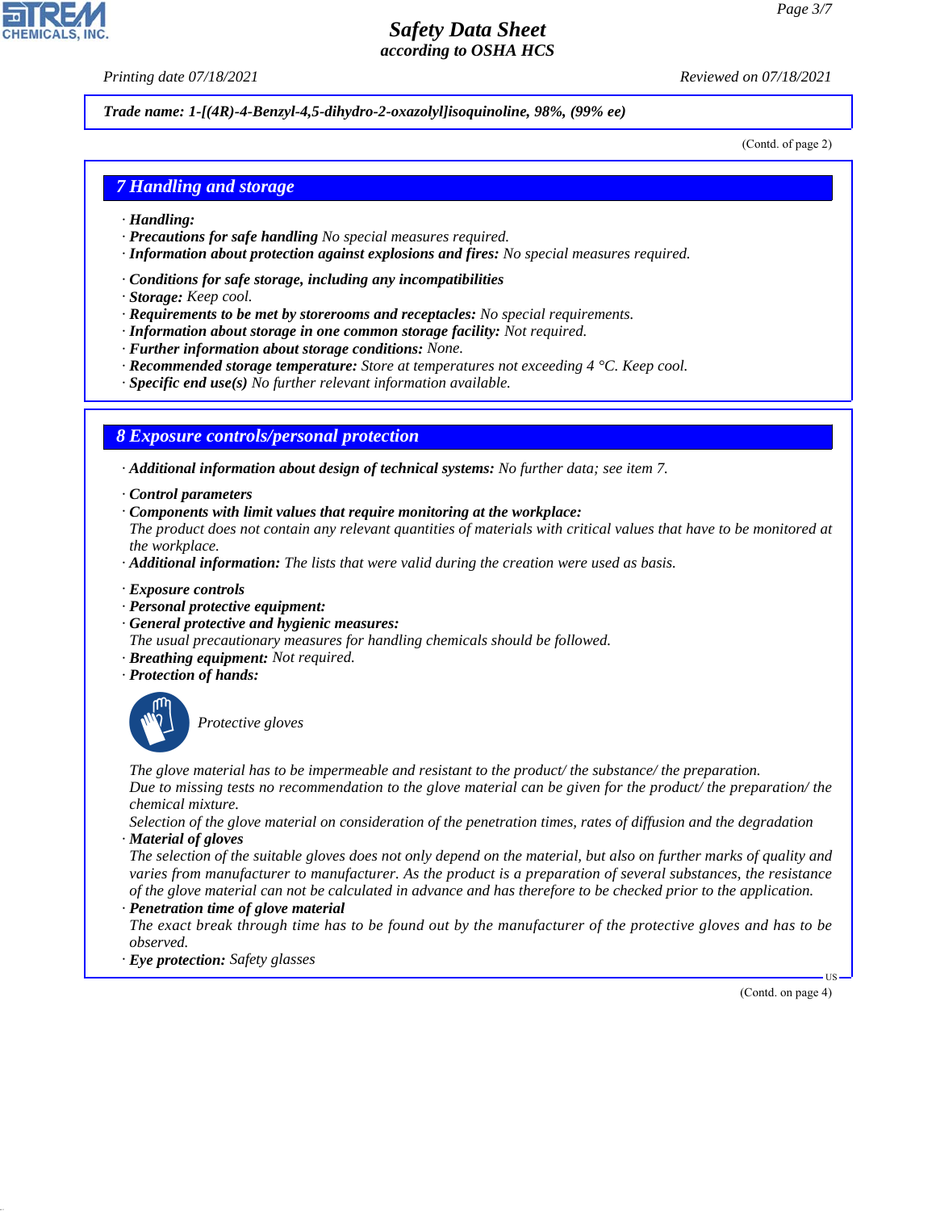**Trade name: 1-[(4R)-4-Benzyl-4,5-dihydro-2-oxazolyl]isoquinoline, 98%, (99% ee)**

(Contd. of page 2)

## 7 Handling and storage

· **Handling:**
· **Precautions for safe handling** No special measures required.
· **Information about protection against explosions and fires:** No special measures required.

· **Conditions for safe storage, including any incompatibilities**
· **Storage:** Keep cool.
· **Requirements to be met by storerooms and receptacles:** No special requirements.
· **Information about storage in one common storage facility:** Not required.
· **Further information about storage conditions:** None.
· **Recommended storage temperature:** Store at temperatures not exceeding 4 °C. Keep cool.
· **Specific end use(s)** No further relevant information available.

## 8 Exposure controls/personal protection

· **Additional information about design of technical systems:** No further data; see item 7.

· **Control parameters**
· **Components with limit values that require monitoring at the workplace:**
The product does not contain any relevant quantities of materials with critical values that have to be monitored at the workplace.
· **Additional information:** The lists that were valid during the creation were used as basis.

· **Exposure controls**
· **Personal protective equipment:**
· **General protective and hygienic measures:**
The usual precautionary measures for handling chemicals should be followed.
· **Breathing equipment:** Not required.
· **Protection of hands:**

Protective gloves

The glove material has to be impermeable and resistant to the product/ the substance/ the preparation.
Due to missing tests no recommendation to the glove material can be given for the product/ the preparation/ the chemical mixture.
Selection of the glove material on consideration of the penetration times, rates of diffusion and the degradation
· **Material of gloves**
The selection of the suitable gloves does not only depend on the material, but also on further marks of quality and varies from manufacturer to manufacturer. As the product is a preparation of several substances, the resistance of the glove material can not be calculated in advance and has therefore to be checked prior to the application.
· **Penetration time of glove material**
The exact break through time has to be found out by the manufacturer of the protective gloves and has to be observed.
· **Eye protection:** Safety glasses

(Contd. on page 4)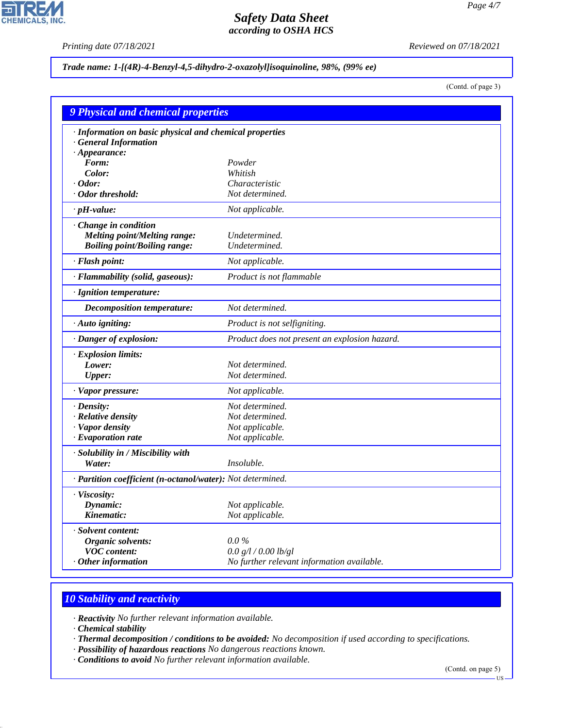**Trade name: 1-[(4R)-4-Benzyl-4,5-dihydro-2-oxazolyl]isoquinoline, 98%, (99% ee)**

(Contd. of page 3)

## 9 Physical and chemical properties

| | |
|---|---|
| **· Information on basic physical and chemical properties** | |
| **· General Information** | |
| **· Appearance:** | |
| **Form:** | *Powder* |
| **Color:** | *Whitish* |
| **· Odor:** | *Characteristic* |
| **· Odor threshold:** | *Not determined.* |
| **· pH-value:** | *Not applicable.* |
| **· Change in condition** | |
| **Melting point/Melting range:** | *Undetermined.* |
| **Boiling point/Boiling range:** | *Undetermined.* |
| **· Flash point:** | *Not applicable.* |
| **· Flammability (solid, gaseous):** | *Product is not flammable* |
| **· Ignition temperature:** | |
| **Decomposition temperature:** | *Not determined.* |
| **· Auto igniting:** | *Product is not selfigniting.* |
| **· Danger of explosion:** | *Product does not present an explosion hazard.* |
| **· Explosion limits:** | |
| **Lower:** | *Not determined.* |
| **Upper:** | *Not determined.* |
| **· Vapor pressure:** | *Not applicable.* |
| **· Density:** | *Not determined.* |
| **· Relative density** | *Not determined.* |
| **· Vapor density** | *Not applicable.* |
| **· Evaporation rate** | *Not applicable.* |
| **· Solubility in / Miscibility with** | |
| **Water:** | *Insoluble.* |
| **· Partition coefficient (n-octanol/water):** | *Not determined.* |
| **· Viscosity:** | |
| **Dynamic:** | *Not applicable.* |
| **Kinematic:** | *Not applicable.* |
| **· Solvent content:** | |
| **Organic solvents:** | *0.0 %* |
| **VOC content:** | *0.0 g/l / 0.00 lb/gl* |
| **· Other information** | *No further relevant information available.* |

## 10 Stability and reactivity

· **Reactivity** *No further relevant information available.*
· **Chemical stability**
· **Thermal decomposition / conditions to be avoided:** *No decomposition if used according to specifications.*
· **Possibility of hazardous reactions** *No dangerous reactions known.*
· **Conditions to avoid** *No further relevant information available.*

(Contd. on page 5)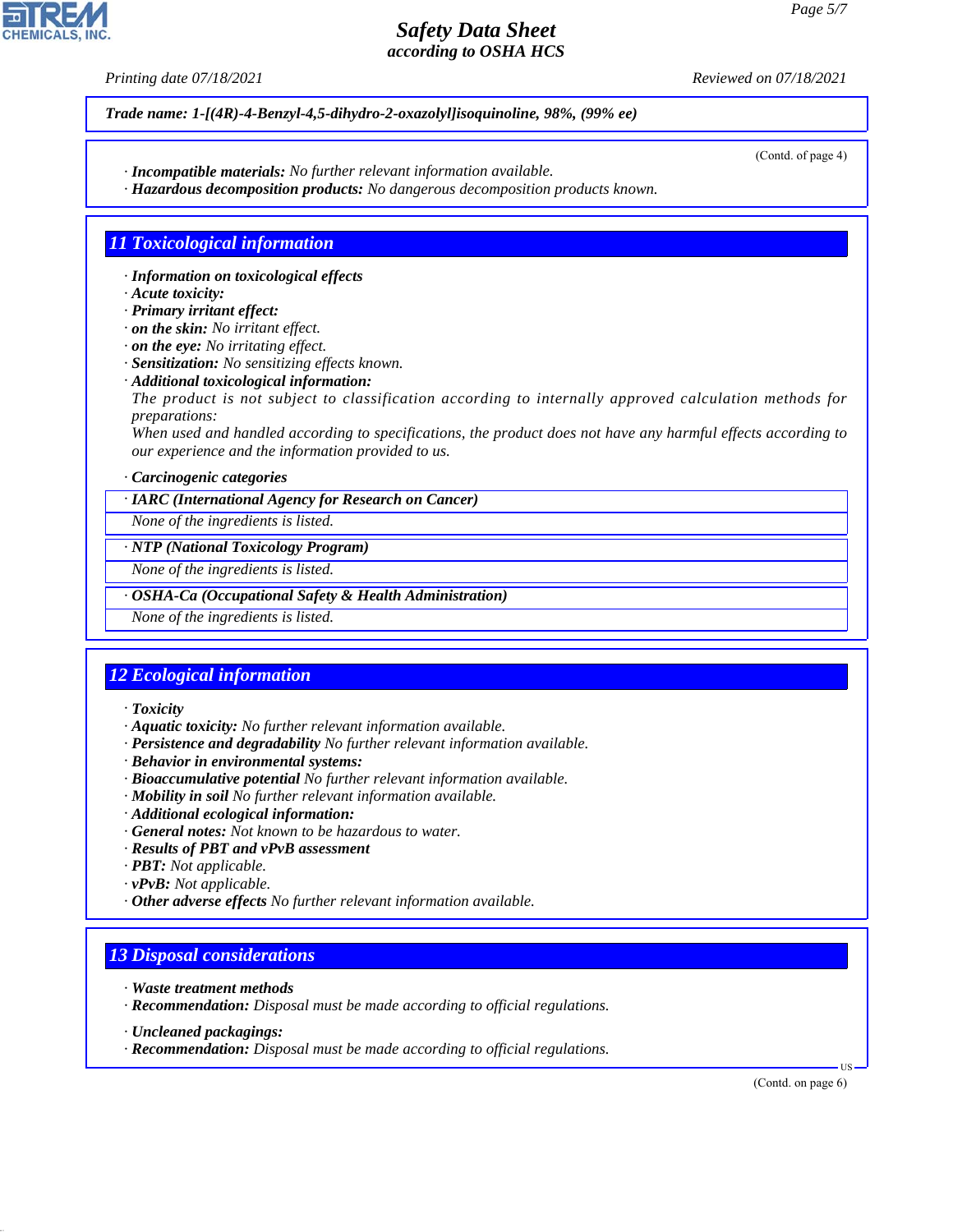**Trade name: 1-[(4R)-4-Benzyl-4,5-dihydro-2-oxazolyl]isoquinoline, 98%, (99% ee)**

(Contd. of page 4)

· **Incompatible materials:** No further relevant information available.
· **Hazardous decomposition products:** No dangerous decomposition products known.

## 11 Toxicological information

· **Information on toxicological effects**
· **Acute toxicity:**
· **Primary irritant effect:**
· **on the skin:** No irritant effect.
· **on the eye:** No irritating effect.
· **Sensitization:** No sensitizing effects known.
· **Additional toxicological information:**
The product is not subject to classification according to internally approved calculation methods for preparations:
When used and handled according to specifications, the product does not have any harmful effects according to our experience and the information provided to us.

· **Carcinogenic categories**

| · IARC (International Agency for Research on Cancer) |
|---|
| None of the ingredients is listed. |

| · NTP (National Toxicology Program) |
|---|
| None of the ingredients is listed. |

| · OSHA-Ca (Occupational Safety & Health Administration) |
|---|
| None of the ingredients is listed. |

## 12 Ecological information

· **Toxicity**
· **Aquatic toxicity:** No further relevant information available.
· **Persistence and degradability** No further relevant information available.
· **Behavior in environmental systems:**
· **Bioaccumulative potential** No further relevant information available.
· **Mobility in soil** No further relevant information available.
· **Additional ecological information:**
· **General notes:** Not known to be hazardous to water.
· **Results of PBT and vPvB assessment**
· **PBT:** Not applicable.
· **vPvB:** Not applicable.
· **Other adverse effects** No further relevant information available.

## 13 Disposal considerations

· **Waste treatment methods**
· **Recommendation:** Disposal must be made according to official regulations.

· **Uncleaned packagings:**
· **Recommendation:** Disposal must be made according to official regulations.

(Contd. on page 6)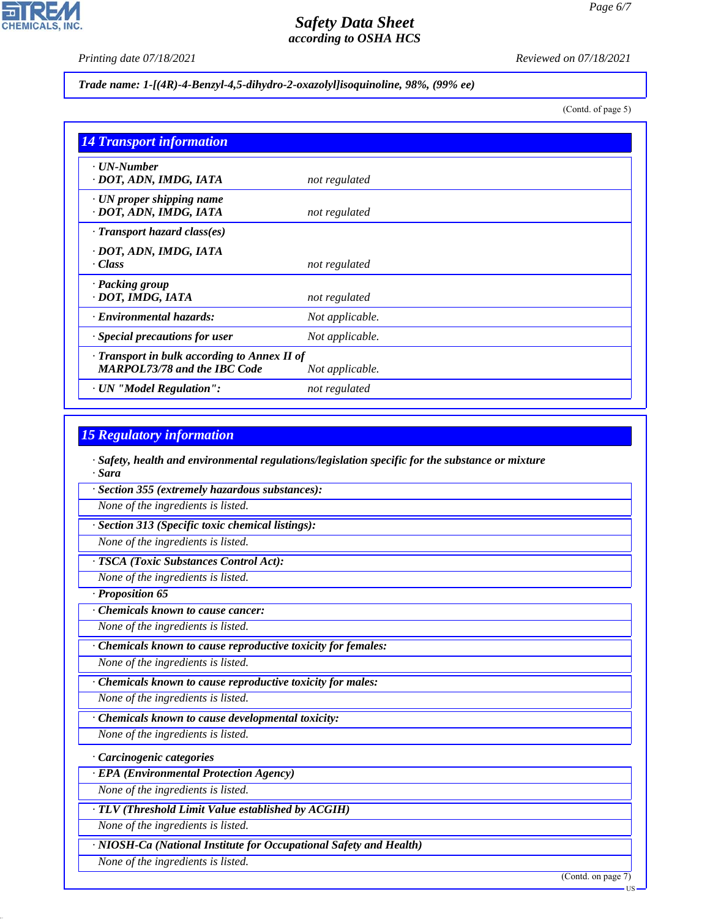**Trade name: 1-[(4R)-4-Benzyl-4,5-dihydro-2-oxazolyl]isoquinoline, 98%, (99% ee)**

(Contd. of page 5)

## 14 Transport information

| | |
|---|---|
| · **UN-Number**<br>· **DOT, ADN, IMDG, IATA** | not regulated |
| · **UN proper shipping name**<br>· **DOT, ADN, IMDG, IATA** | not regulated |
| · **Transport hazard class(es)**<br>· **DOT, ADN, IMDG, IATA**<br>· **Class** | not regulated |
| · **Packing group**<br>· **DOT, IMDG, IATA** | not regulated |
| · **Environmental hazards:** | Not applicable. |
| · **Special precautions for user** | Not applicable. |
| · **Transport in bulk according to Annex II of MARPOL73/78 and the IBC Code** | Not applicable. |
| · **UN "Model Regulation":** | not regulated |

## 15 Regulatory information

· **Safety, health and environmental regulations/legislation specific for the substance or mixture**

· **Sara**

· **Section 355 (extremely hazardous substances):**

None of the ingredients is listed.

· **Section 313 (Specific toxic chemical listings):**

None of the ingredients is listed.

· **TSCA (Toxic Substances Control Act):**

None of the ingredients is listed.

· **Proposition 65**

· **Chemicals known to cause cancer:**

None of the ingredients is listed.

· **Chemicals known to cause reproductive toxicity for females:**

None of the ingredients is listed.

· **Chemicals known to cause reproductive toxicity for males:**

None of the ingredients is listed.

· **Chemicals known to cause developmental toxicity:**

None of the ingredients is listed.

· **Carcinogenic categories**

· **EPA (Environmental Protection Agency)**

None of the ingredients is listed.

· **TLV (Threshold Limit Value established by ACGIH)**

None of the ingredients is listed.

· **NIOSH-Ca (National Institute for Occupational Safety and Health)**

None of the ingredients is listed.

(Contd. on page 7)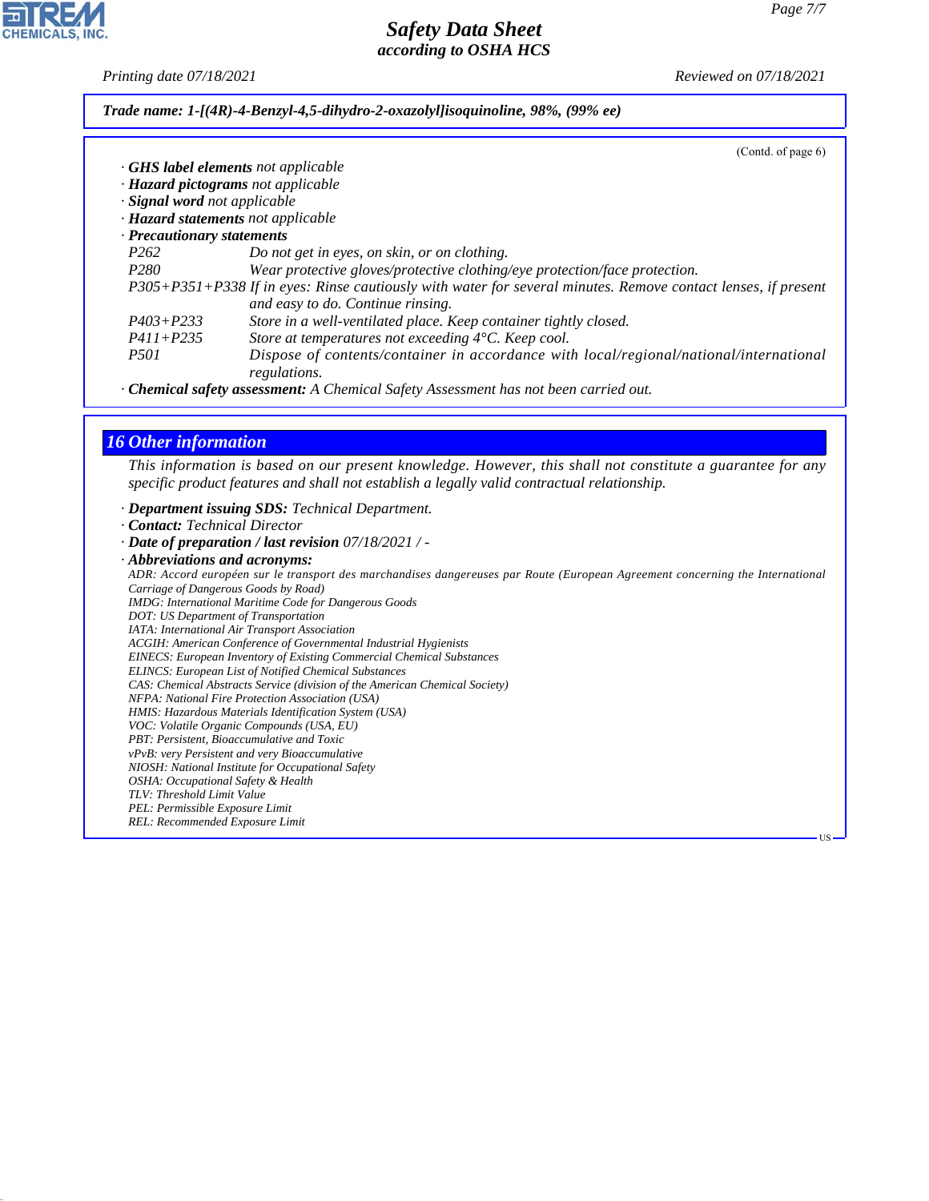**Trade name: 1-[(4R)-4-Benzyl-4,5-dihydro-2-oxazolyl]isoquinoline, 98%, (99% ee)**

(Contd. of page 6)

· **GHS label elements** not applicable
· **Hazard pictograms** not applicable
· **Signal word** not applicable
· **Hazard statements** not applicable
· **Precautionary statements**

| | |
|---|---|
| P262 | Do not get in eyes, on skin, or on clothing. |
| P280 | Wear protective gloves/protective clothing/eye protection/face protection. |
| P305+P351+P338 | If in eyes: Rinse cautiously with water for several minutes. Remove contact lenses, if present and easy to do. Continue rinsing. |
| P403+P233 | Store in a well-ventilated place. Keep container tightly closed. |
| P411+P235 | Store at temperatures not exceeding 4°C. Keep cool. |
| P501 | Dispose of contents/container in accordance with local/regional/national/international regulations. |

· **Chemical safety assessment:** A Chemical Safety Assessment has not been carried out.

## 16 Other information

This information is based on our present knowledge. However, this shall not constitute a guarantee for any specific product features and shall not establish a legally valid contractual relationship.

· **Department issuing SDS:** Technical Department.
· **Contact:** Technical Director
· **Date of preparation / last revision** 07/18/2021 / -
· **Abbreviations and acronyms:**

ADR: Accord européen sur le transport des marchandises dangereuses par Route (European Agreement concerning the International Carriage of Dangerous Goods by Road)
IMDG: International Maritime Code for Dangerous Goods
DOT: US Department of Transportation
IATA: International Air Transport Association
ACGIH: American Conference of Governmental Industrial Hygienists
EINECS: European Inventory of Existing Commercial Chemical Substances
ELINCS: European List of Notified Chemical Substances
CAS: Chemical Abstracts Service (division of the American Chemical Society)
NFPA: National Fire Protection Association (USA)
HMIS: Hazardous Materials Identification System (USA)
VOC: Volatile Organic Compounds (USA, EU)
PBT: Persistent, Bioaccumulative and Toxic
vPvB: very Persistent and very Bioaccumulative
NIOSH: National Institute for Occupational Safety
OSHA: Occupational Safety & Health
TLV: Threshold Limit Value
PEL: Permissible Exposure Limit
REL: Recommended Exposure Limit